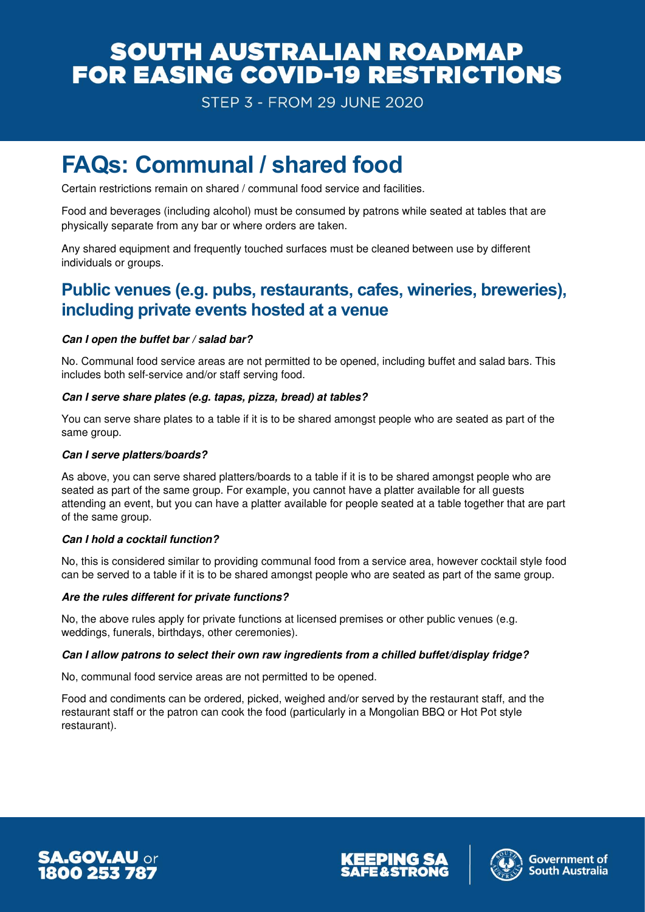# SOUTH AUSTRALIAN ROADMAP FOR EASING COVID-19 RESTRICTIONS

STEP 3 - FROM 29 JUNE 2020

# FAQs: Communal / shared food

Certain restrictions remain on shared / communal food service and facilities.

Food and beverages (including alcohol) must be consumed by patrons while seated at tables that are physically separate from any bar or where orders are taken.

Any shared equipment and frequently touched surfaces must be cleaned between use by different individuals or groups.

## Public venues (e.g. pubs, restaurants, cafes, wineries, breweries), including private events hosted at a venue

***Can I open the buffet bar / salad bar?***

No. Communal food service areas are not permitted to be opened, including buffet and salad bars. This includes both self-service and/or staff serving food.

***Can I serve share plates (e.g. tapas, pizza, bread) at tables?***

You can serve share plates to a table if it is to be shared amongst people who are seated as part of the same group.

***Can I serve platters/boards?***

As above, you can serve shared platters/boards to a table if it is to be shared amongst people who are seated as part of the same group. For example, you cannot have a platter available for all guests attending an event, but you can have a platter available for people seated at a table together that are part of the same group.

***Can I hold a cocktail function?***

No, this is considered similar to providing communal food from a service area, however cocktail style food can be served to a table if it is to be shared amongst people who are seated as part of the same group.

***Are the rules different for private functions?***

No, the above rules apply for private functions at licensed premises or other public venues (e.g. weddings, funerals, birthdays, other ceremonies).

***Can I allow patrons to select their own raw ingredients from a chilled buffet/display fridge?***

No, communal food service areas are not permitted to be opened.

Food and condiments can be ordered, picked, weighed and/or served by the restaurant staff, and the restaurant staff or the patron can cook the food (particularly in a Mongolian BBQ or Hot Pot style restaurant).

SA.GOV.AU or 1800 253 787

KEEPING SA SAFE & STRONG

Government of South Australia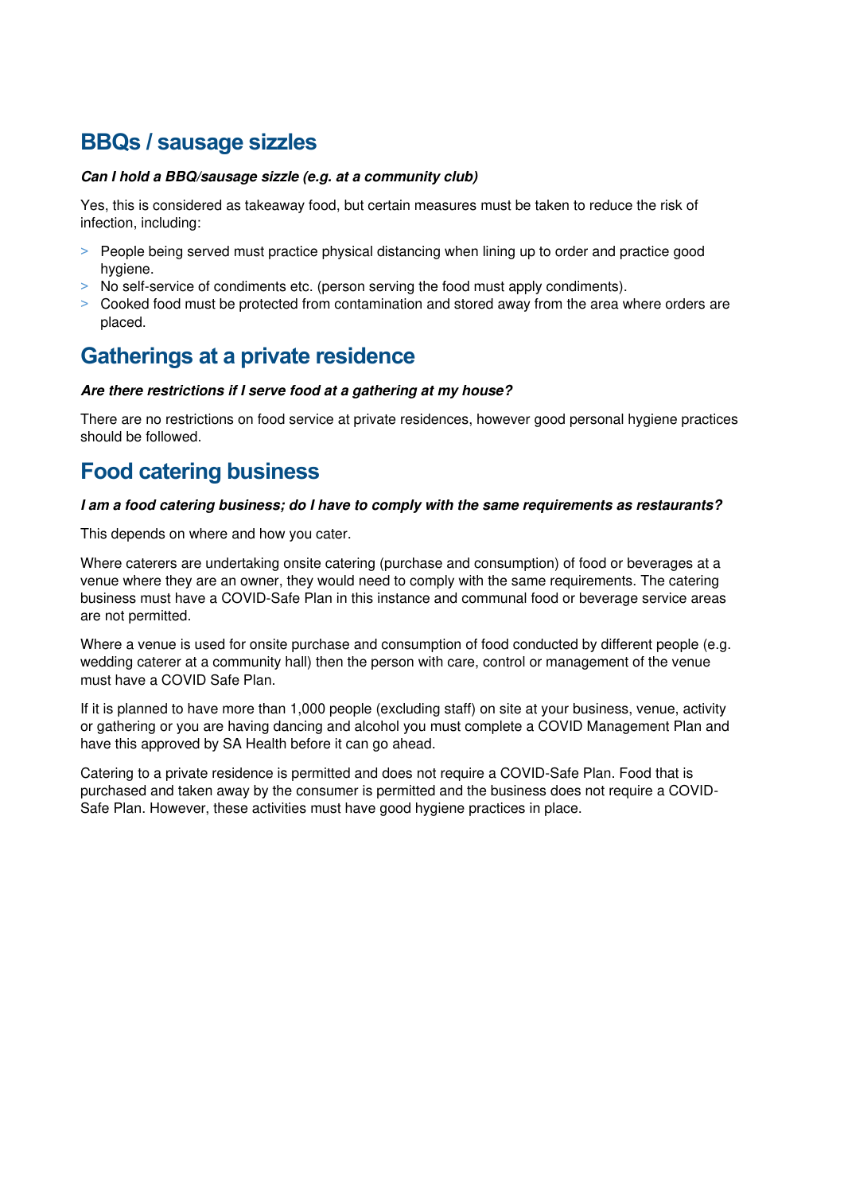## BBQs / sausage sizzles

***Can I hold a BBQ/sausage sizzle (e.g. at a community club)***

Yes, this is considered as takeaway food, but certain measures must be taken to reduce the risk of infection, including:

- People being served must practice physical distancing when lining up to order and practice good hygiene.
- No self-service of condiments etc. (person serving the food must apply condiments).
- Cooked food must be protected from contamination and stored away from the area where orders are placed.

## Gatherings at a private residence

***Are there restrictions if I serve food at a gathering at my house?***

There are no restrictions on food service at private residences, however good personal hygiene practices should be followed.

## Food catering business

***I am a food catering business; do I have to comply with the same requirements as restaurants?***

This depends on where and how you cater.

Where caterers are undertaking onsite catering (purchase and consumption) of food or beverages at a venue where they are an owner, they would need to comply with the same requirements. The catering business must have a COVID-Safe Plan in this instance and communal food or beverage service areas are not permitted.

Where a venue is used for onsite purchase and consumption of food conducted by different people (e.g. wedding caterer at a community hall) then the person with care, control or management of the venue must have a COVID Safe Plan.

If it is planned to have more than 1,000 people (excluding staff) on site at your business, venue, activity or gathering or you are having dancing and alcohol you must complete a COVID Management Plan and have this approved by SA Health before it can go ahead.

Catering to a private residence is permitted and does not require a COVID-Safe Plan. Food that is purchased and taken away by the consumer is permitted and the business does not require a COVID-Safe Plan. However, these activities must have good hygiene practices in place.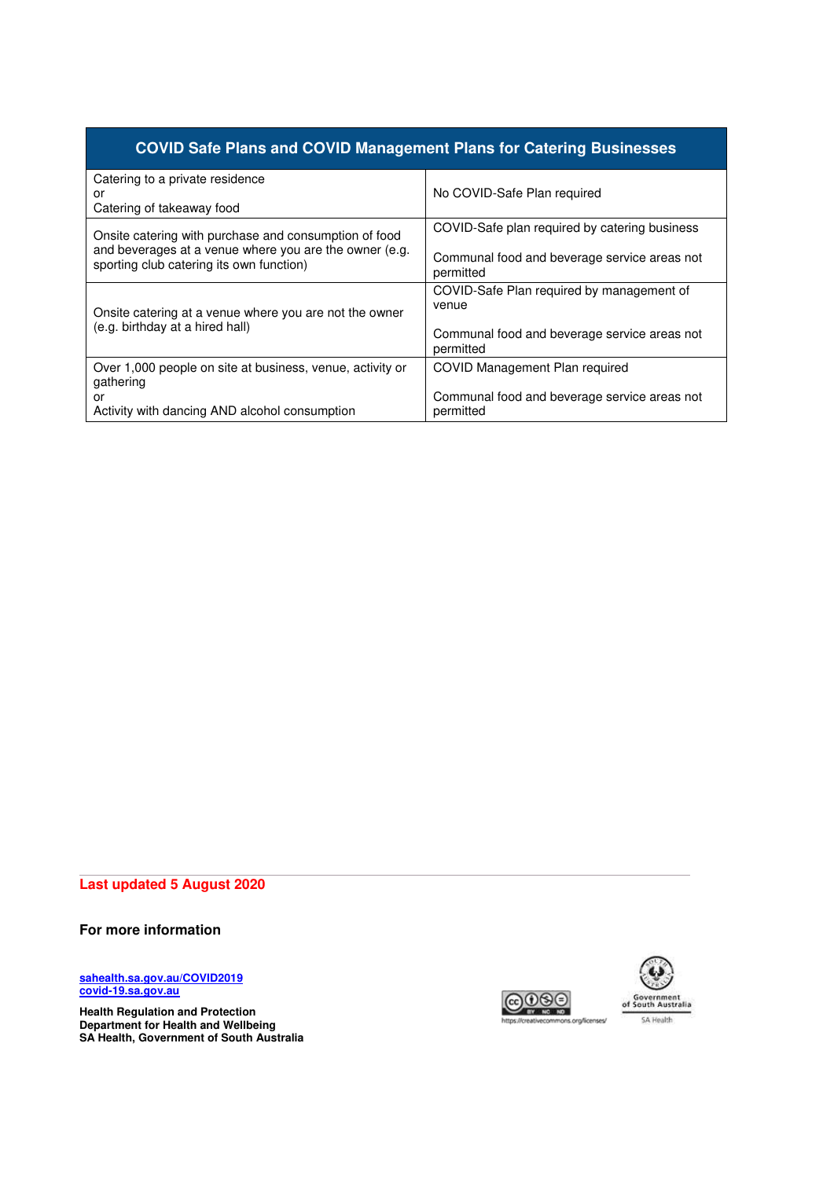| COVID Safe Plans and COVID Management Plans for Catering Businesses | |
|---|---|
| Catering to a private residence<br>or<br>Catering of takeaway food | No COVID-Safe Plan required |
| Onsite catering with purchase and consumption of food and beverages at a venue where you are the owner (e.g. sporting club catering its own function) | COVID-Safe plan required by catering business<br><br>Communal food and beverage service areas not permitted |
| Onsite catering at a venue where you are not the owner (e.g. birthday at a hired hall) | COVID-Safe Plan required by management of venue<br><br>Communal food and beverage service areas not permitted |
| Over 1,000 people on site at business, venue, activity or gathering<br>or<br>Activity with dancing AND alcohol consumption | COVID Management Plan required<br><br>Communal food and beverage service areas not permitted |

**Last updated 5 August 2020**

**For more information**

[sahealth.sa.gov.au/COVID2019](sahealth.sa.gov.au/COVID2019)
[covid-19.sa.gov.au](covid-19.sa.gov.au)

**Health Regulation and Protection**
**Department for Health and Wellbeing**
**SA Health, Government of South Australia**

https://creativecommons.org/licenses/

Government of South Australia

SA Health